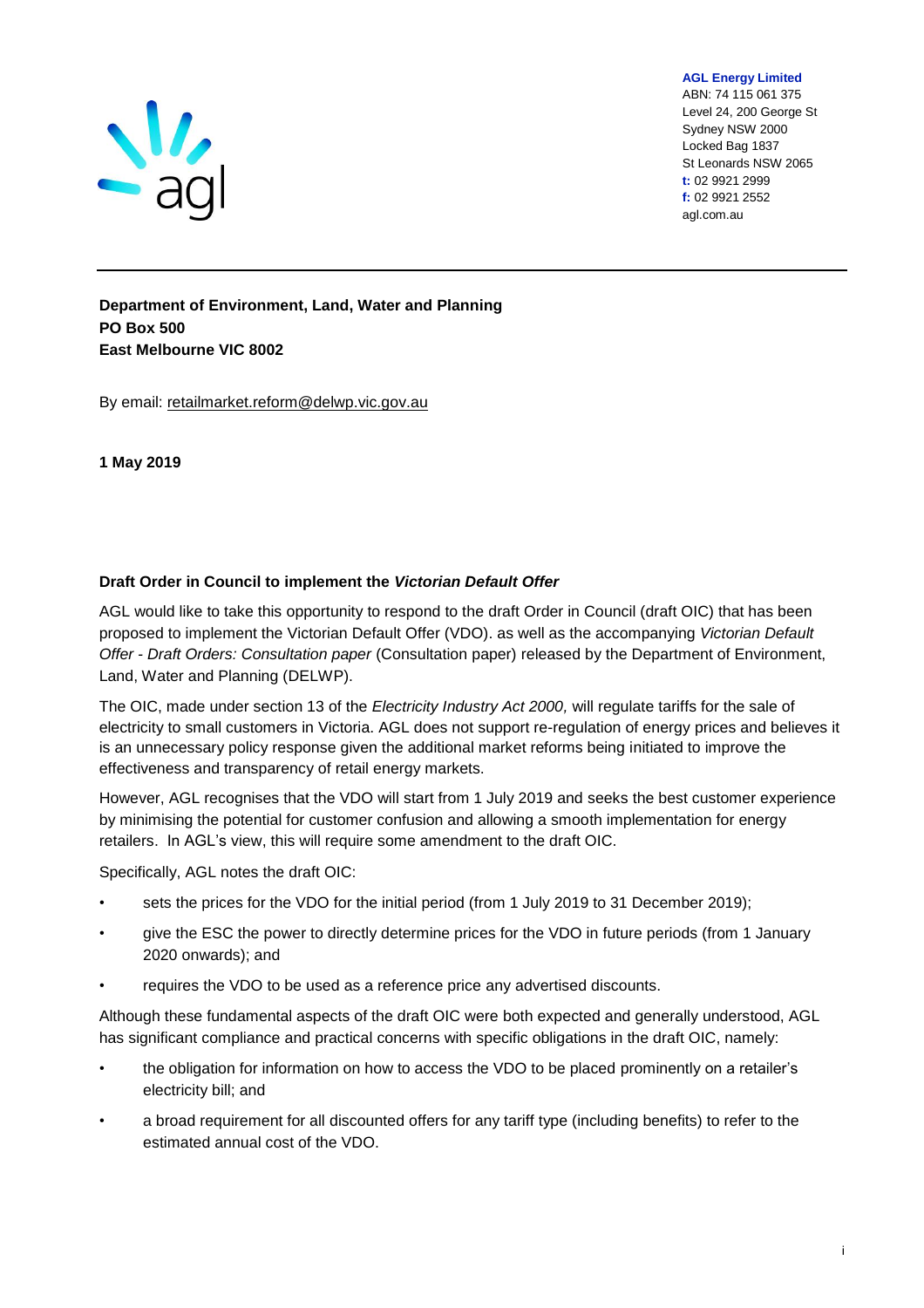**AGL Energy Limited**
ABN: 74 115 061 375
Level 24, 200 George St
Sydney NSW 2000
Locked Bag 1837
St Leonards NSW 2065
**t:** 02 9921 2999
**f:** 02 9921 2552
agl.com.au

**Department of Environment, Land, Water and Planning**
**PO Box 500**
**East Melbourne VIC 8002**

By email: retailmarket.reform@delwp.vic.gov.au

**1 May 2019**

**Draft Order in Council to implement the *Victorian Default Offer***

AGL would like to take this opportunity to respond to the draft Order in Council (draft OIC) that has been proposed to implement the Victorian Default Offer (VDO). as well as the accompanying *Victorian Default Offer - Draft Orders: Consultation paper* (Consultation paper) released by the Department of Environment, Land, Water and Planning (DELWP).

The OIC, made under section 13 of the *Electricity Industry Act 2000,* will regulate tariffs for the sale of electricity to small customers in Victoria. AGL does not support re-regulation of energy prices and believes it is an unnecessary policy response given the additional market reforms being initiated to improve the effectiveness and transparency of retail energy markets.

However, AGL recognises that the VDO will start from 1 July 2019 and seeks the best customer experience by minimising the potential for customer confusion and allowing a smooth implementation for energy retailers. In AGL's view, this will require some amendment to the draft OIC.

Specifically, AGL notes the draft OIC:

- sets the prices for the VDO for the initial period (from 1 July 2019 to 31 December 2019);
- give the ESC the power to directly determine prices for the VDO in future periods (from 1 January 2020 onwards); and
- requires the VDO to be used as a reference price any advertised discounts.

Although these fundamental aspects of the draft OIC were both expected and generally understood, AGL has significant compliance and practical concerns with specific obligations in the draft OIC, namely:

- the obligation for information on how to access the VDO to be placed prominently on a retailer's electricity bill; and
- a broad requirement for all discounted offers for any tariff type (including benefits) to refer to the estimated annual cost of the VDO.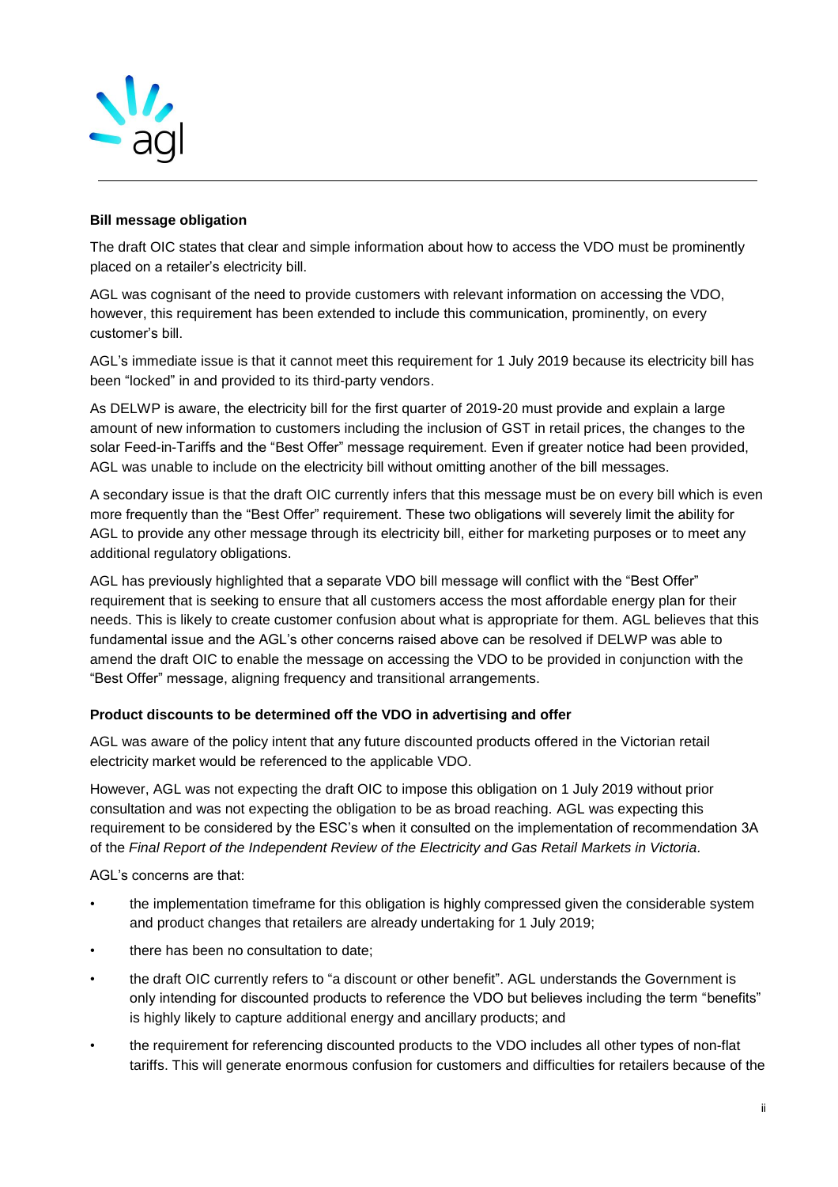**Bill message obligation**

The draft OIC states that clear and simple information about how to access the VDO must be prominently placed on a retailer's electricity bill.

AGL was cognisant of the need to provide customers with relevant information on accessing the VDO, however, this requirement has been extended to include this communication, prominently, on every customer's bill.

AGL's immediate issue is that it cannot meet this requirement for 1 July 2019 because its electricity bill has been "locked" in and provided to its third-party vendors.

As DELWP is aware, the electricity bill for the first quarter of 2019-20 must provide and explain a large amount of new information to customers including the inclusion of GST in retail prices, the changes to the solar Feed-in-Tariffs and the "Best Offer" message requirement. Even if greater notice had been provided, AGL was unable to include on the electricity bill without omitting another of the bill messages.

A secondary issue is that the draft OIC currently infers that this message must be on every bill which is even more frequently than the "Best Offer" requirement. These two obligations will severely limit the ability for AGL to provide any other message through its electricity bill, either for marketing purposes or to meet any additional regulatory obligations.

AGL has previously highlighted that a separate VDO bill message will conflict with the "Best Offer" requirement that is seeking to ensure that all customers access the most affordable energy plan for their needs. This is likely to create customer confusion about what is appropriate for them. AGL believes that this fundamental issue and the AGL's other concerns raised above can be resolved if DELWP was able to amend the draft OIC to enable the message on accessing the VDO to be provided in conjunction with the "Best Offer" message, aligning frequency and transitional arrangements.

**Product discounts to be determined off the VDO in advertising and offer**

AGL was aware of the policy intent that any future discounted products offered in the Victorian retail electricity market would be referenced to the applicable VDO.

However, AGL was not expecting the draft OIC to impose this obligation on 1 July 2019 without prior consultation and was not expecting the obligation to be as broad reaching. AGL was expecting this requirement to be considered by the ESC's when it consulted on the implementation of recommendation 3A of the *Final Report of the Independent Review of the Electricity and Gas Retail Markets in Victoria.*

AGL's concerns are that:

- the implementation timeframe for this obligation is highly compressed given the considerable system and product changes that retailers are already undertaking for 1 July 2019;
- there has been no consultation to date;
- the draft OIC currently refers to "a discount or other benefit". AGL understands the Government is only intending for discounted products to reference the VDO but believes including the term "benefits" is highly likely to capture additional energy and ancillary products; and
- the requirement for referencing discounted products to the VDO includes all other types of non-flat tariffs. This will generate enormous confusion for customers and difficulties for retailers because of the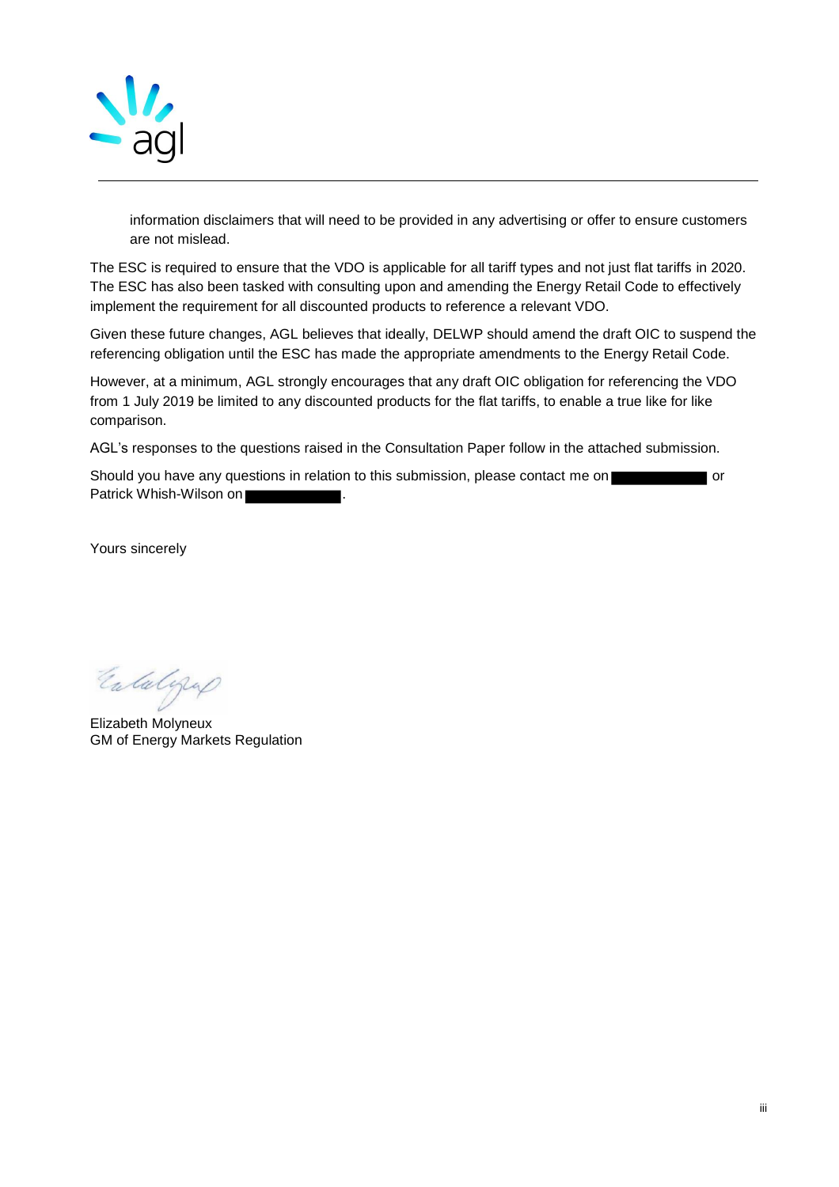information disclaimers that will need to be provided in any advertising or offer to ensure customers are not mislead.

The ESC is required to ensure that the VDO is applicable for all tariff types and not just flat tariffs in 2020. The ESC has also been tasked with consulting upon and amending the Energy Retail Code to effectively implement the requirement for all discounted products to reference a relevant VDO.

Given these future changes, AGL believes that ideally, DELWP should amend the draft OIC to suspend the referencing obligation until the ESC has made the appropriate amendments to the Energy Retail Code.

However, at a minimum, AGL strongly encourages that any draft OIC obligation for referencing the VDO from 1 July 2019 be limited to any discounted products for the flat tariffs, to enable a true like for like comparison.

AGL's responses to the questions raised in the Consultation Paper follow in the attached submission.

Should you have any questions in relation to this submission, please contact me on ██████████ or Patrick Whish-Wilson on ██████████.

Yours sincerely

Elizabeth Molyneux
GM of Energy Markets Regulation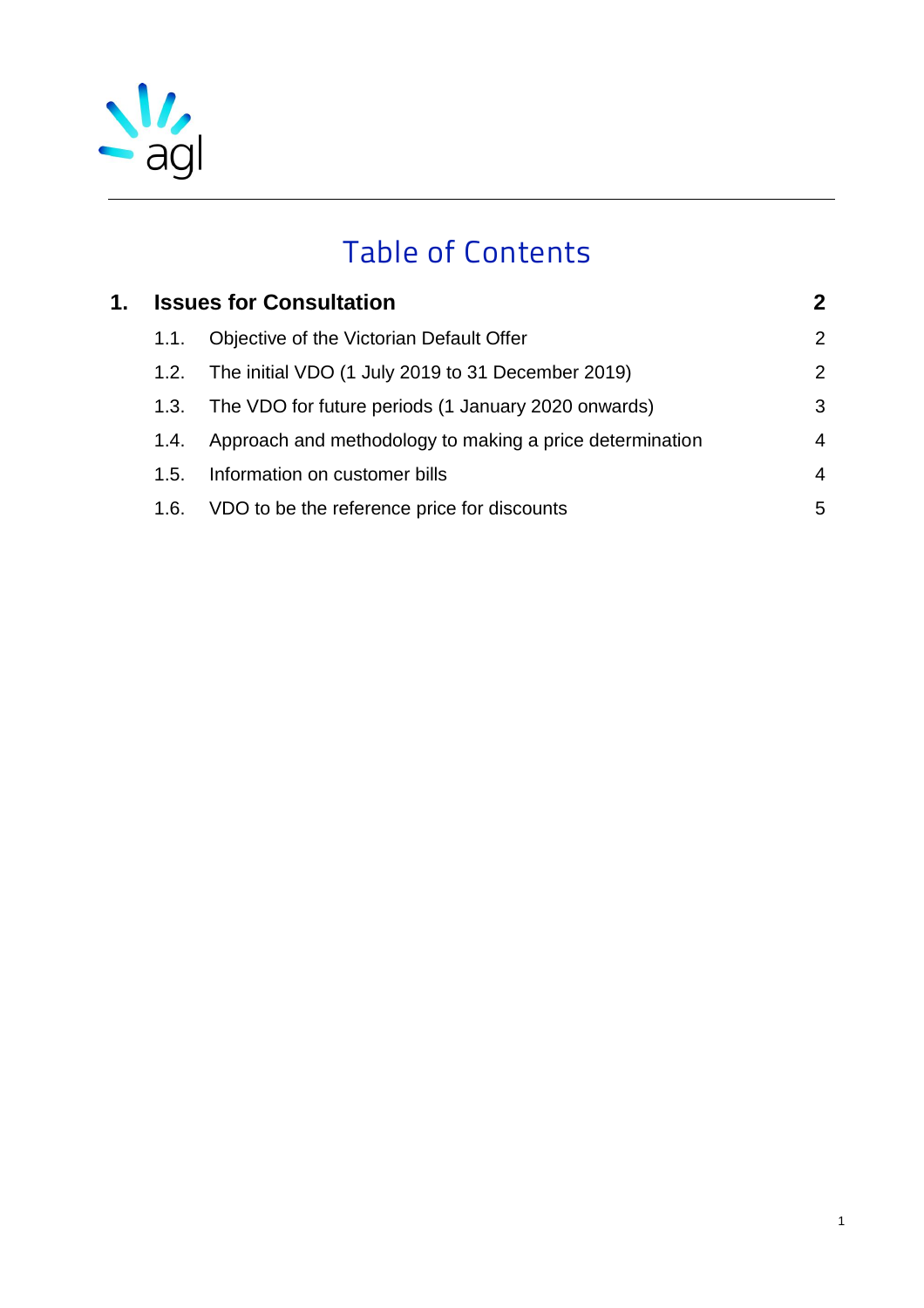# Table of Contents

| | | |
|---|---|---|
| **1.** | **Issues for Consultation** | **2** |
| 1.1. | Objective of the Victorian Default Offer | 2 |
| 1.2. | The initial VDO (1 July 2019 to 31 December 2019) | 2 |
| 1.3. | The VDO for future periods (1 January 2020 onwards) | 3 |
| 1.4. | Approach and methodology to making a price determination | 4 |
| 1.5. | Information on customer bills | 4 |
| 1.6. | VDO to be the reference price for discounts | 5 |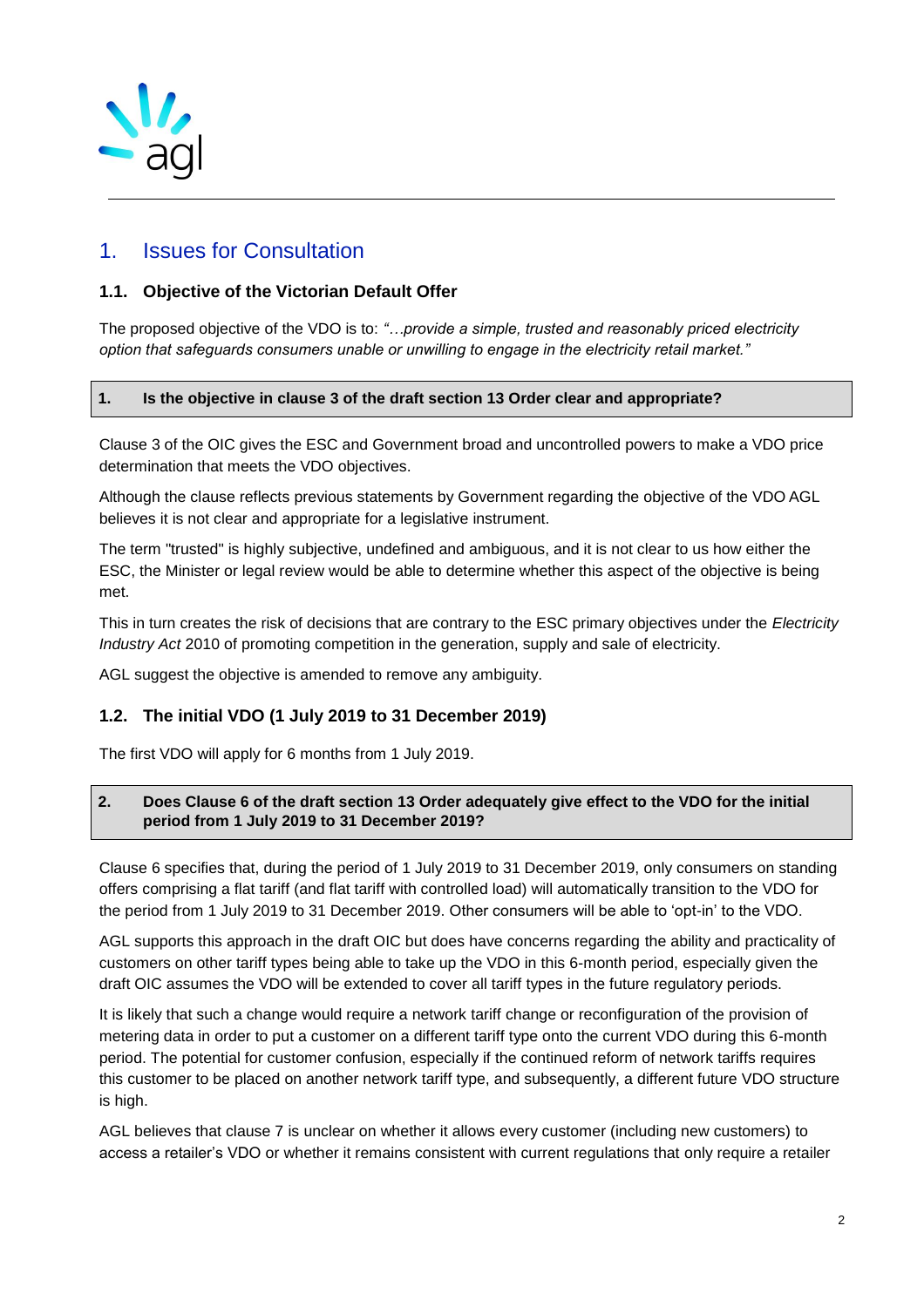# 1. Issues for Consultation

## 1.1. Objective of the Victorian Default Offer

The proposed objective of the VDO is to: *"…provide a simple, trusted and reasonably priced electricity option that safeguards consumers unable or unwilling to engage in the electricity retail market."*

**1. Is the objective in clause 3 of the draft section 13 Order clear and appropriate?**

Clause 3 of the OIC gives the ESC and Government broad and uncontrolled powers to make a VDO price determination that meets the VDO objectives.

Although the clause reflects previous statements by Government regarding the objective of the VDO AGL believes it is not clear and appropriate for a legislative instrument.

The term "trusted" is highly subjective, undefined and ambiguous, and it is not clear to us how either the ESC, the Minister or legal review would be able to determine whether this aspect of the objective is being met.

This in turn creates the risk of decisions that are contrary to the ESC primary objectives under the *Electricity Industry Act* 2010 of promoting competition in the generation, supply and sale of electricity.

AGL suggest the objective is amended to remove any ambiguity.

## 1.2. The initial VDO (1 July 2019 to 31 December 2019)

The first VDO will apply for 6 months from 1 July 2019.

**2. Does Clause 6 of the draft section 13 Order adequately give effect to the VDO for the initial period from 1 July 2019 to 31 December 2019?**

Clause 6 specifies that, during the period of 1 July 2019 to 31 December 2019, only consumers on standing offers comprising a flat tariff (and flat tariff with controlled load) will automatically transition to the VDO for the period from 1 July 2019 to 31 December 2019. Other consumers will be able to 'opt-in' to the VDO.

AGL supports this approach in the draft OIC but does have concerns regarding the ability and practicality of customers on other tariff types being able to take up the VDO in this 6-month period, especially given the draft OIC assumes the VDO will be extended to cover all tariff types in the future regulatory periods.

It is likely that such a change would require a network tariff change or reconfiguration of the provision of metering data in order to put a customer on a different tariff type onto the current VDO during this 6-month period. The potential for customer confusion, especially if the continued reform of network tariffs requires this customer to be placed on another network tariff type, and subsequently, a different future VDO structure is high.

AGL believes that clause 7 is unclear on whether it allows every customer (including new customers) to access a retailer's VDO or whether it remains consistent with current regulations that only require a retailer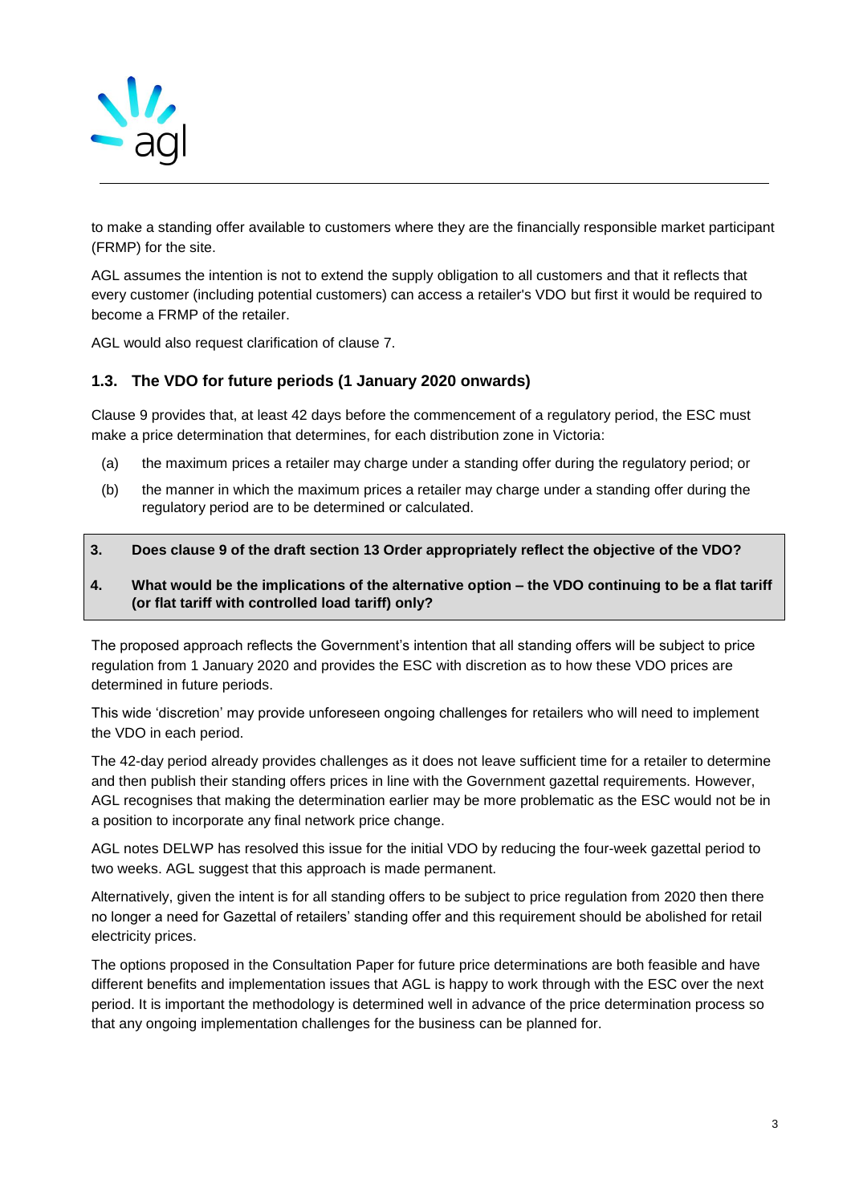to make a standing offer available to customers where they are the financially responsible market participant (FRMP) for the site.

AGL assumes the intention is not to extend the supply obligation to all customers and that it reflects that every customer (including potential customers) can access a retailer's VDO but first it would be required to become a FRMP of the retailer.

AGL would also request clarification of clause 7.

### 1.3. The VDO for future periods (1 January 2020 onwards)

Clause 9 provides that, at least 42 days before the commencement of a regulatory period, the ESC must make a price determination that determines, for each distribution zone in Victoria:

(a) the maximum prices a retailer may charge under a standing offer during the regulatory period; or

(b) the manner in which the maximum prices a retailer may charge under a standing offer during the regulatory period are to be determined or calculated.

**3. Does clause 9 of the draft section 13 Order appropriately reflect the objective of the VDO?**

**4. What would be the implications of the alternative option – the VDO continuing to be a flat tariff (or flat tariff with controlled load tariff) only?**

The proposed approach reflects the Government's intention that all standing offers will be subject to price regulation from 1 January 2020 and provides the ESC with discretion as to how these VDO prices are determined in future periods.

This wide 'discretion' may provide unforeseen ongoing challenges for retailers who will need to implement the VDO in each period.

The 42-day period already provides challenges as it does not leave sufficient time for a retailer to determine and then publish their standing offers prices in line with the Government gazettal requirements. However, AGL recognises that making the determination earlier may be more problematic as the ESC would not be in a position to incorporate any final network price change.

AGL notes DELWP has resolved this issue for the initial VDO by reducing the four-week gazettal period to two weeks. AGL suggest that this approach is made permanent.

Alternatively, given the intent is for all standing offers to be subject to price regulation from 2020 then there no longer a need for Gazettal of retailers' standing offer and this requirement should be abolished for retail electricity prices.

The options proposed in the Consultation Paper for future price determinations are both feasible and have different benefits and implementation issues that AGL is happy to work through with the ESC over the next period. It is important the methodology is determined well in advance of the price determination process so that any ongoing implementation challenges for the business can be planned for.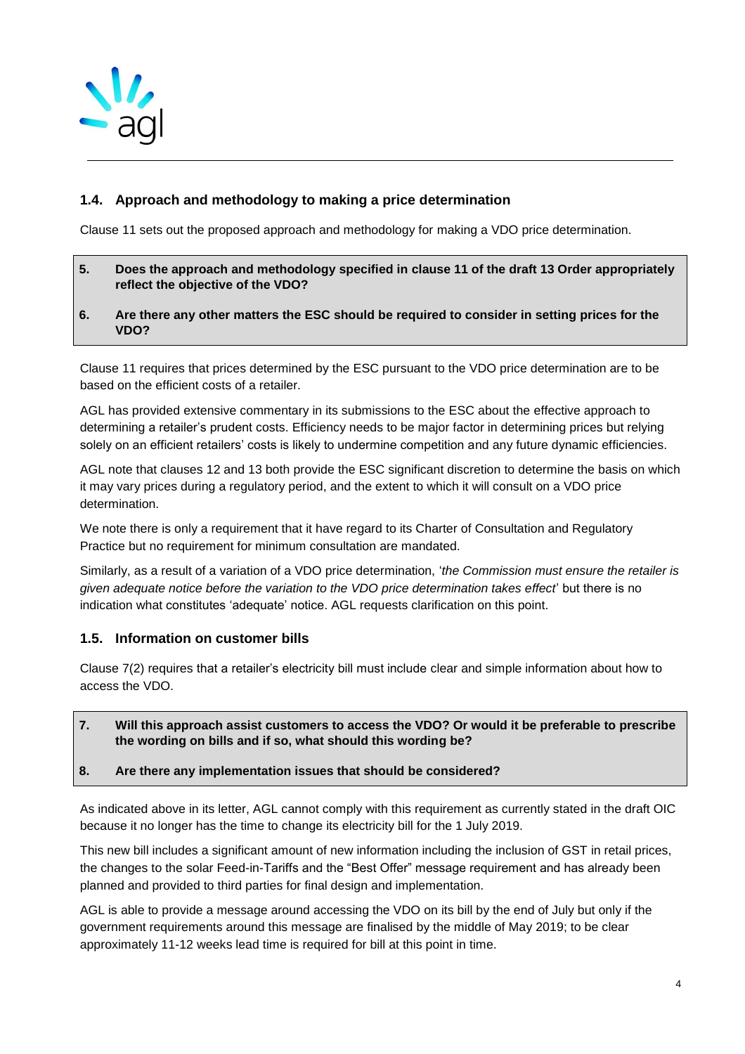### 1.4. Approach and methodology to making a price determination

Clause 11 sets out the proposed approach and methodology for making a VDO price determination.

> **5. Does the approach and methodology specified in clause 11 of the draft 13 Order appropriately reflect the objective of the VDO?**
>
> **6. Are there any other matters the ESC should be required to consider in setting prices for the VDO?**

Clause 11 requires that prices determined by the ESC pursuant to the VDO price determination are to be based on the efficient costs of a retailer.

AGL has provided extensive commentary in its submissions to the ESC about the effective approach to determining a retailer's prudent costs. Efficiency needs to be major factor in determining prices but relying solely on an efficient retailers' costs is likely to undermine competition and any future dynamic efficiencies.

AGL note that clauses 12 and 13 both provide the ESC significant discretion to determine the basis on which it may vary prices during a regulatory period, and the extent to which it will consult on a VDO price determination.

We note there is only a requirement that it have regard to its Charter of Consultation and Regulatory Practice but no requirement for minimum consultation are mandated.

Similarly, as a result of a variation of a VDO price determination, '*the Commission must ensure the retailer is given adequate notice before the variation to the VDO price determination takes effect*' but there is no indication what constitutes 'adequate' notice. AGL requests clarification on this point.

### 1.5. Information on customer bills

Clause 7(2) requires that a retailer's electricity bill must include clear and simple information about how to access the VDO.

> **7. Will this approach assist customers to access the VDO? Or would it be preferable to prescribe the wording on bills and if so, what should this wording be?**
>
> **8. Are there any implementation issues that should be considered?**

As indicated above in its letter, AGL cannot comply with this requirement as currently stated in the draft OIC because it no longer has the time to change its electricity bill for the 1 July 2019.

This new bill includes a significant amount of new information including the inclusion of GST in retail prices, the changes to the solar Feed-in-Tariffs and the "Best Offer" message requirement and has already been planned and provided to third parties for final design and implementation.

AGL is able to provide a message around accessing the VDO on its bill by the end of July but only if the government requirements around this message are finalised by the middle of May 2019; to be clear approximately 11-12 weeks lead time is required for bill at this point in time.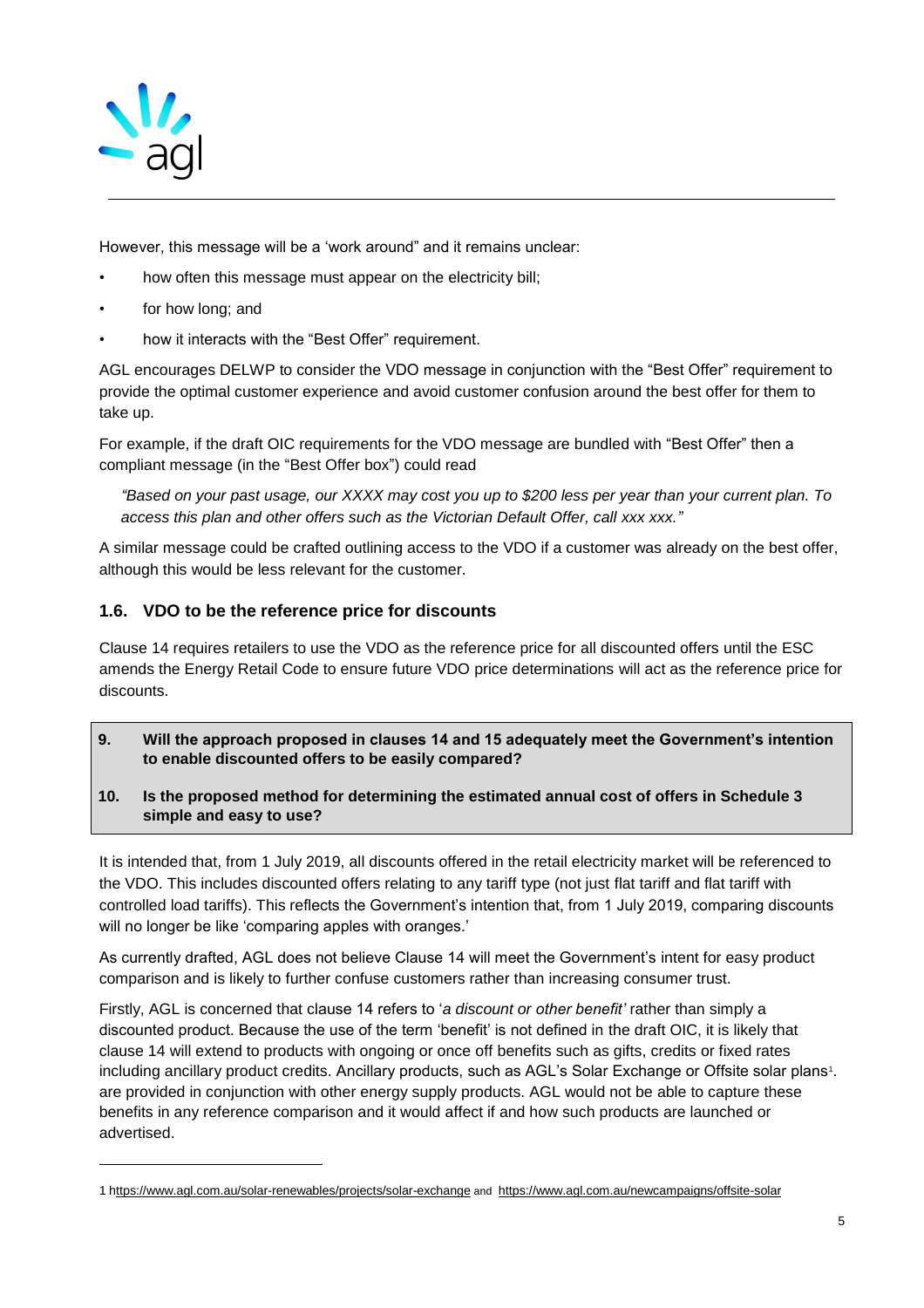However, this message will be a 'work around" and it remains unclear:

- how often this message must appear on the electricity bill;
- for how long; and
- how it interacts with the "Best Offer" requirement.

AGL encourages DELWP to consider the VDO message in conjunction with the "Best Offer" requirement to provide the optimal customer experience and avoid customer confusion around the best offer for them to take up.

For example, if the draft OIC requirements for the VDO message are bundled with "Best Offer" then a compliant message (in the "Best Offer box") could read

> *"Based on your past usage, our XXXX may cost you up to $200 less per year than your current plan. To access this plan and other offers such as the Victorian Default Offer, call xxx xxx."*

A similar message could be crafted outlining access to the VDO if a customer was already on the best offer, although this would be less relevant for the customer.

### 1.6. VDO to be the reference price for discounts

Clause 14 requires retailers to use the VDO as the reference price for all discounted offers until the ESC amends the Energy Retail Code to ensure future VDO price determinations will act as the reference price for discounts.

> **9. Will the approach proposed in clauses 14 and 15 adequately meet the Government's intention to enable discounted offers to be easily compared?**
>
> **10. Is the proposed method for determining the estimated annual cost of offers in Schedule 3 simple and easy to use?**

It is intended that, from 1 July 2019, all discounts offered in the retail electricity market will be referenced to the VDO. This includes discounted offers relating to any tariff type (not just flat tariff and flat tariff with controlled load tariffs). This reflects the Government's intention that, from 1 July 2019, comparing discounts will no longer be like 'comparing apples with oranges.'

As currently drafted, AGL does not believe Clause 14 will meet the Government's intent for easy product comparison and is likely to further confuse customers rather than increasing consumer trust.

Firstly, AGL is concerned that clause 14 refers to '*a discount or other benefit'* rather than simply a discounted product. Because the use of the term 'benefit' is not defined in the draft OIC, it is likely that clause 14 will extend to products with ongoing or once off benefits such as gifts, credits or fixed rates including ancillary product credits. Ancillary products, such as AGL's Solar Exchange or Offsite solar plans[1]. are provided in conjunction with other energy supply products. AGL would not be able to capture these benefits in any reference comparison and it would affect if and how such products are launched or advertised.

---

1 https://www.agl.com.au/solar-renewables/projects/solar-exchange and https://www.agl.com.au/newcampaigns/offsite-solar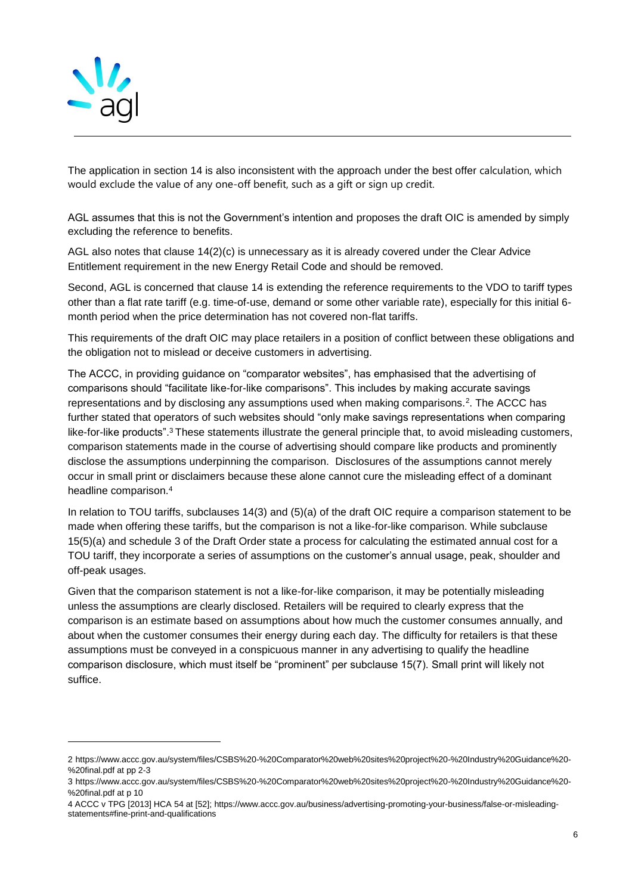The application in section 14 is also inconsistent with the approach under the best offer calculation, which would exclude the value of any one-off benefit, such as a gift or sign up credit.

AGL assumes that this is not the Government's intention and proposes the draft OIC is amended by simply excluding the reference to benefits.

AGL also notes that clause 14(2)(c) is unnecessary as it is already covered under the Clear Advice Entitlement requirement in the new Energy Retail Code and should be removed.

Second, AGL is concerned that clause 14 is extending the reference requirements to the VDO to tariff types other than a flat rate tariff (e.g. time-of-use, demand or some other variable rate), especially for this initial 6-month period when the price determination has not covered non-flat tariffs.

This requirements of the draft OIC may place retailers in a position of conflict between these obligations and the obligation not to mislead or deceive customers in advertising.

The ACCC, in providing guidance on "comparator websites", has emphasised that the advertising of comparisons should "facilitate like-for-like comparisons". This includes by making accurate savings representations and by disclosing any assumptions used when making comparisons.[2]. The ACCC has further stated that operators of such websites should "only make savings representations when comparing like-for-like products".[3] These statements illustrate the general principle that, to avoid misleading customers, comparison statements made in the course of advertising should compare like products and prominently disclose the assumptions underpinning the comparison. Disclosures of the assumptions cannot merely occur in small print or disclaimers because these alone cannot cure the misleading effect of a dominant headline comparison.[4]

In relation to TOU tariffs, subclauses 14(3) and (5)(a) of the draft OIC require a comparison statement to be made when offering these tariffs, but the comparison is not a like-for-like comparison. While subclause 15(5)(a) and schedule 3 of the Draft Order state a process for calculating the estimated annual cost for a TOU tariff, they incorporate a series of assumptions on the customer's annual usage, peak, shoulder and off-peak usages.

Given that the comparison statement is not a like-for-like comparison, it may be potentially misleading unless the assumptions are clearly disclosed. Retailers will be required to clearly express that the comparison is an estimate based on assumptions about how much the customer consumes annually, and about when the customer consumes their energy during each day. The difficulty for retailers is that these assumptions must be conveyed in a conspicuous manner in any advertising to qualify the headline comparison disclosure, which must itself be "prominent" per subclause 15(7). Small print will likely not suffice.

---

2 https://www.accc.gov.au/system/files/CSBS%20-%20Comparator%20web%20sites%20project%20-%20Industry%20Guidance%20-%20final.pdf at pp 2-3

3 https://www.accc.gov.au/system/files/CSBS%20-%20Comparator%20web%20sites%20project%20-%20Industry%20Guidance%20-%20final.pdf at p 10

4 ACCC v TPG [2013] HCA 54 at [52]; https://www.accc.gov.au/business/advertising-promoting-your-business/false-or-misleading-statements#fine-print-and-qualifications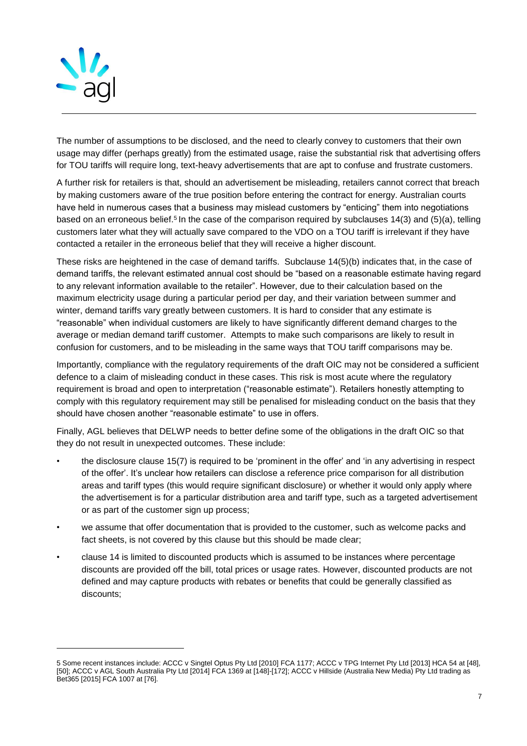The number of assumptions to be disclosed, and the need to clearly convey to customers that their own usage may differ (perhaps greatly) from the estimated usage, raise the substantial risk that advertising offers for TOU tariffs will require long, text-heavy advertisements that are apt to confuse and frustrate customers.

A further risk for retailers is that, should an advertisement be misleading, retailers cannot correct that breach by making customers aware of the true position before entering the contract for energy. Australian courts have held in numerous cases that a business may mislead customers by "enticing" them into negotiations based on an erroneous belief.[5] In the case of the comparison required by subclauses 14(3) and (5)(a), telling customers later what they will actually save compared to the VDO on a TOU tariff is irrelevant if they have contacted a retailer in the erroneous belief that they will receive a higher discount.

These risks are heightened in the case of demand tariffs. Subclause 14(5)(b) indicates that, in the case of demand tariffs, the relevant estimated annual cost should be "based on a reasonable estimate having regard to any relevant information available to the retailer". However, due to their calculation based on the maximum electricity usage during a particular period per day, and their variation between summer and winter, demand tariffs vary greatly between customers. It is hard to consider that any estimate is "reasonable" when individual customers are likely to have significantly different demand charges to the average or median demand tariff customer. Attempts to make such comparisons are likely to result in confusion for customers, and to be misleading in the same ways that TOU tariff comparisons may be.

Importantly, compliance with the regulatory requirements of the draft OIC may not be considered a sufficient defence to a claim of misleading conduct in these cases. This risk is most acute where the regulatory requirement is broad and open to interpretation ("reasonable estimate"). Retailers honestly attempting to comply with this regulatory requirement may still be penalised for misleading conduct on the basis that they should have chosen another "reasonable estimate" to use in offers.

Finally, AGL believes that DELWP needs to better define some of the obligations in the draft OIC so that they do not result in unexpected outcomes. These include:

- the disclosure clause 15(7) is required to be 'prominent in the offer' and 'in any advertising in respect of the offer'. It's unclear how retailers can disclose a reference price comparison for all distribution areas and tariff types (this would require significant disclosure) or whether it would only apply where the advertisement is for a particular distribution area and tariff type, such as a targeted advertisement or as part of the customer sign up process;
- we assume that offer documentation that is provided to the customer, such as welcome packs and fact sheets, is not covered by this clause but this should be made clear;
- clause 14 is limited to discounted products which is assumed to be instances where percentage discounts are provided off the bill, total prices or usage rates. However, discounted products are not defined and may capture products with rebates or benefits that could be generally classified as discounts;

5 Some recent instances include: ACCC v Singtel Optus Pty Ltd [2010] FCA 1177; ACCC v TPG Internet Pty Ltd [2013] HCA 54 at [48], [50]; ACCC v AGL South Australia Pty Ltd [2014] FCA 1369 at [148]-[172]; ACCC v Hillside (Australia New Media) Pty Ltd trading as Bet365 [2015] FCA 1007 at [76].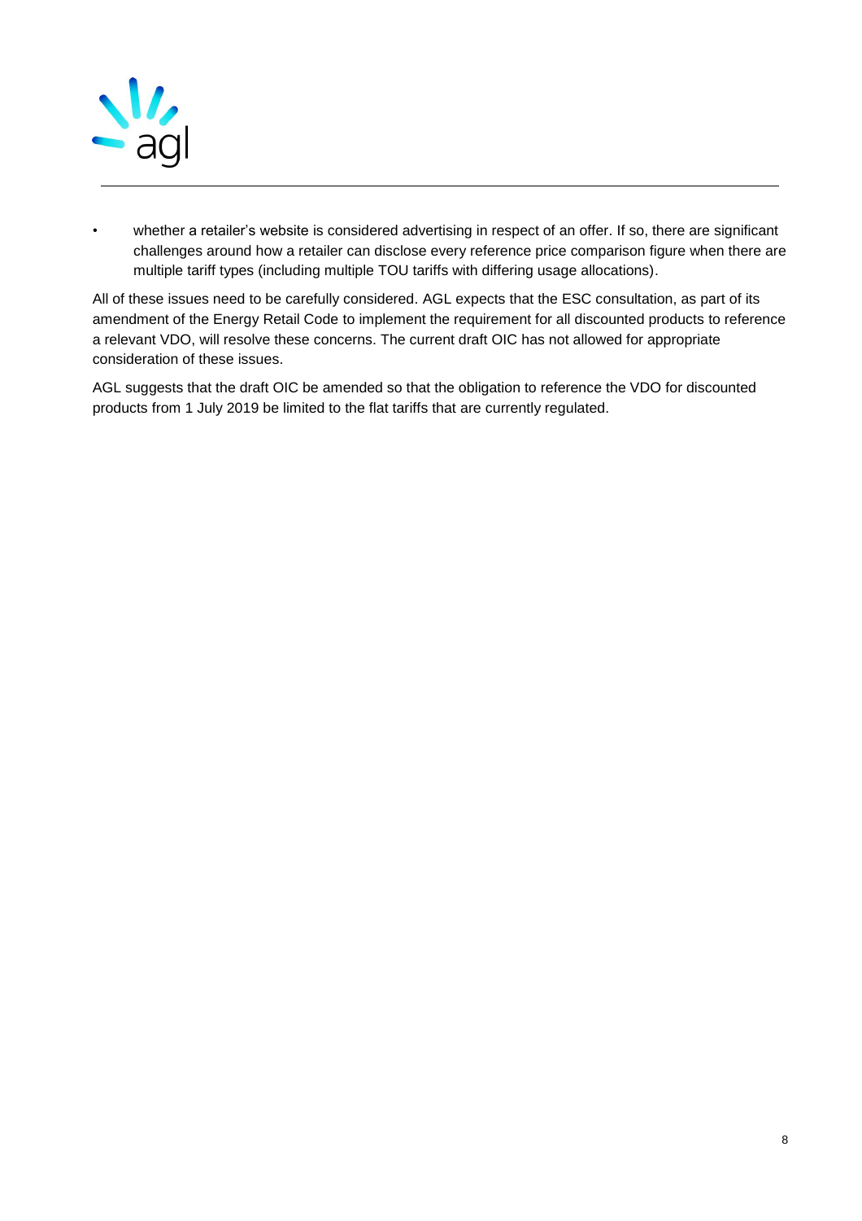- whether a retailer's website is considered advertising in respect of an offer. If so, there are significant challenges around how a retailer can disclose every reference price comparison figure when there are multiple tariff types (including multiple TOU tariffs with differing usage allocations).

All of these issues need to be carefully considered. AGL expects that the ESC consultation, as part of its amendment of the Energy Retail Code to implement the requirement for all discounted products to reference a relevant VDO, will resolve these concerns. The current draft OIC has not allowed for appropriate consideration of these issues.

AGL suggests that the draft OIC be amended so that the obligation to reference the VDO for discounted products from 1 July 2019 be limited to the flat tariffs that are currently regulated.